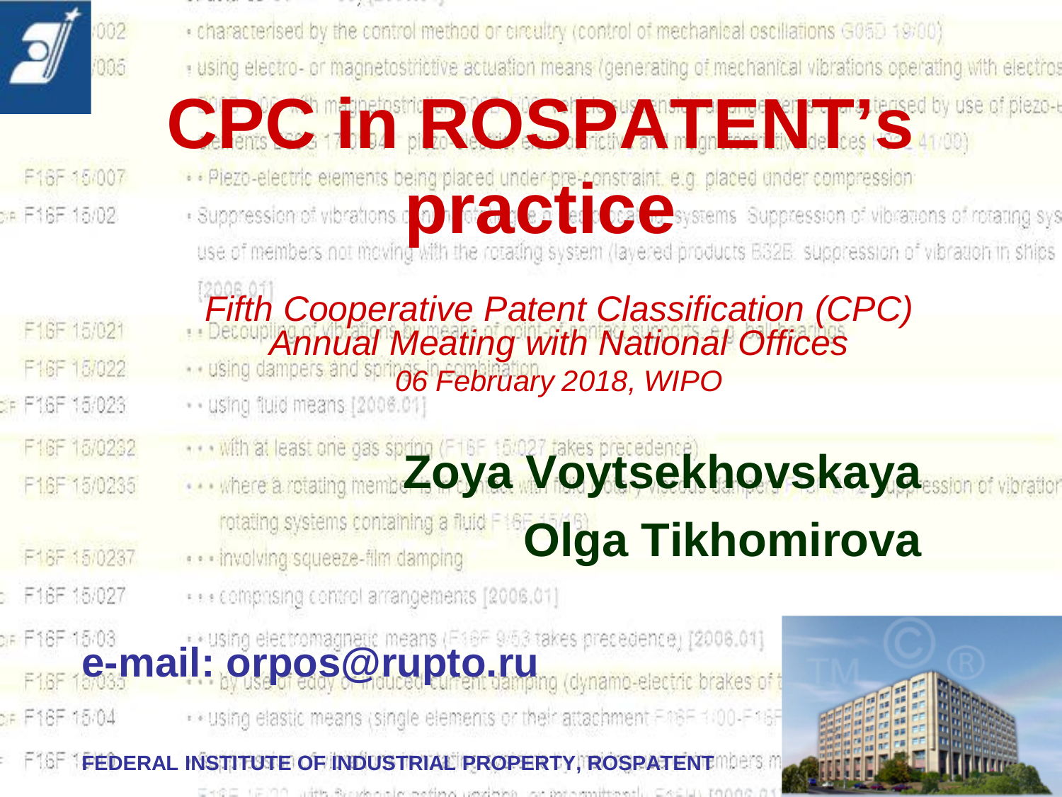# CPC in ROSPATENT's practice

*Fifth Cooperative Patent Classification (CPC) Annual Meating with National Offices*

*06 February 2018, WIPO*

**Zoya Voytsekhovskaya**

**Olga Tikhomirova**

**e-mail: orpos@rupto.ru**

**FEDERAL INSTITUTE OF INDUSTRIAL PROPERTY, ROSPATENT**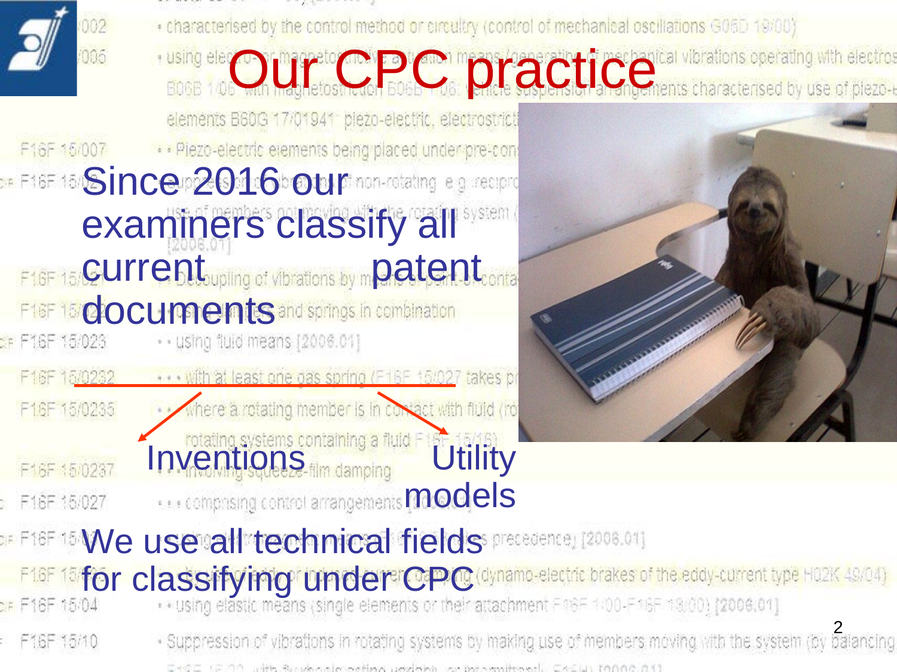# Our CPC practice

Since 2016 our examiners classify all current patent documents

- Inventions
- Utility models

We use all technical fields for classifying under CPC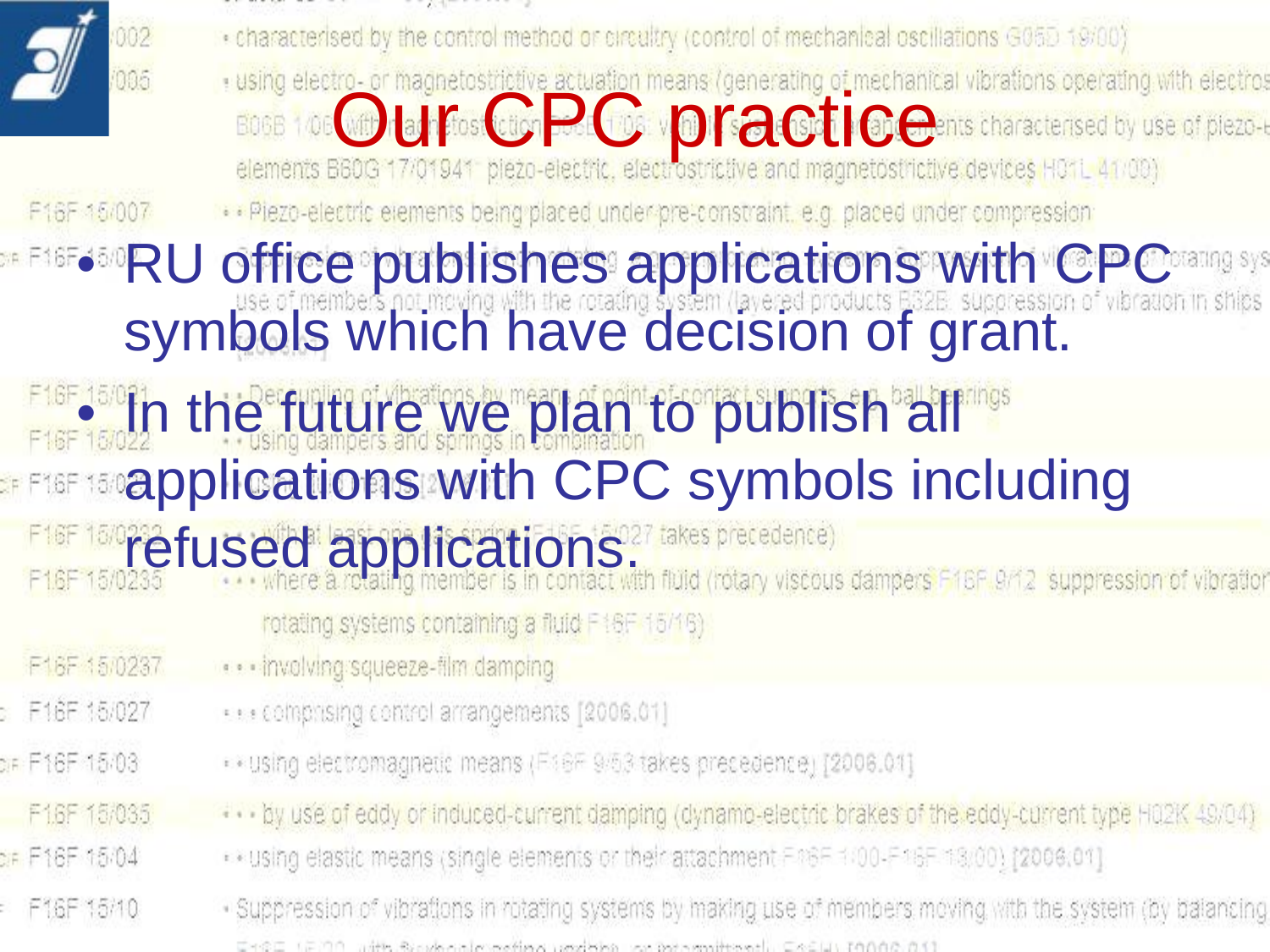# Our CPC practice

- RU office publishes applications with CPC symbols which have decision of grant.
- In the future we plan to publish all applications with CPC symbols including refused applications.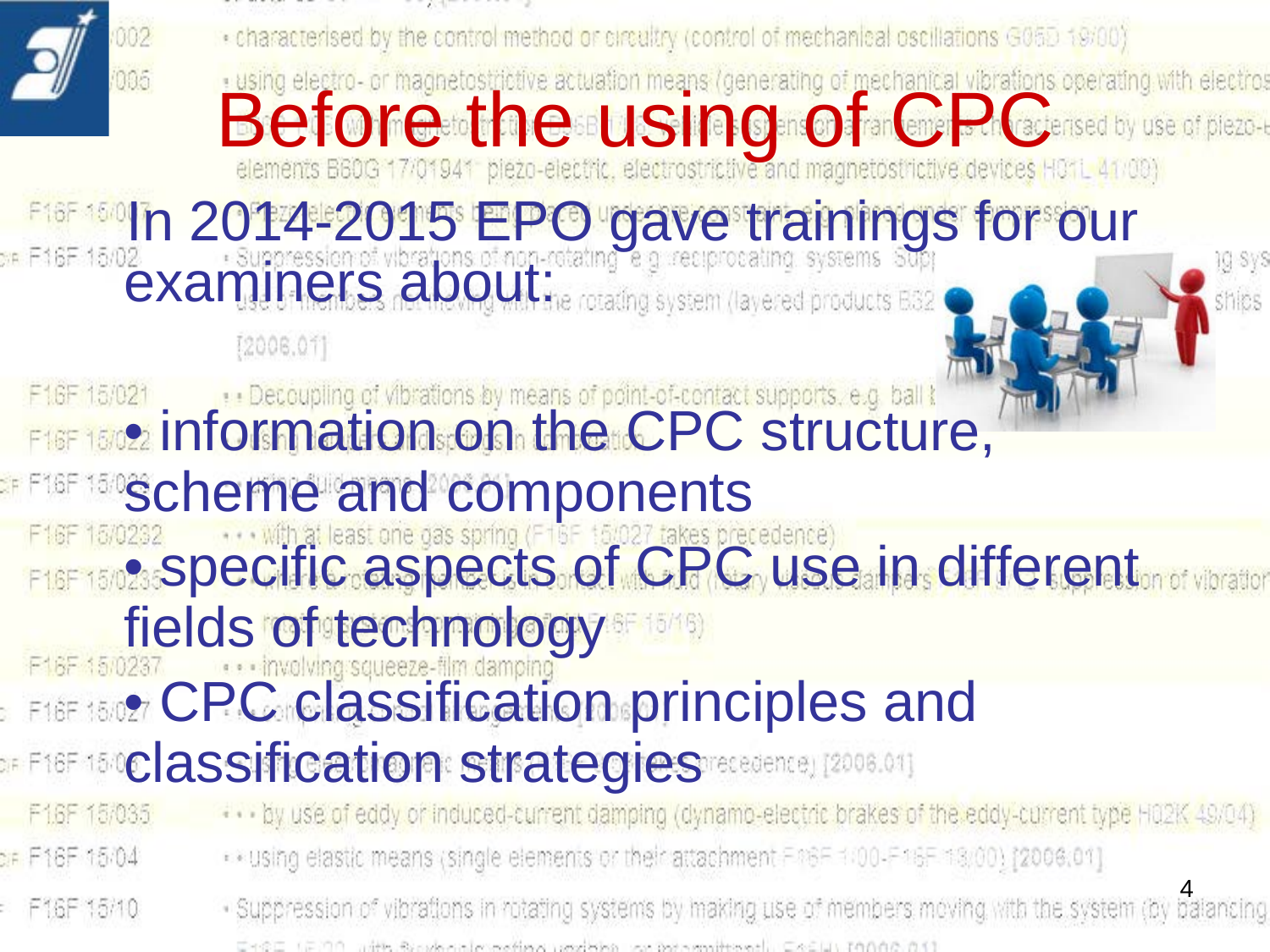# Before the using of CPC

In 2014-2015 EPO gave trainings for our examiners about:

- information on the CPC structure, scheme and components
- specific aspects of CPC use in different fields of technology
- CPC classification principles and classification strategies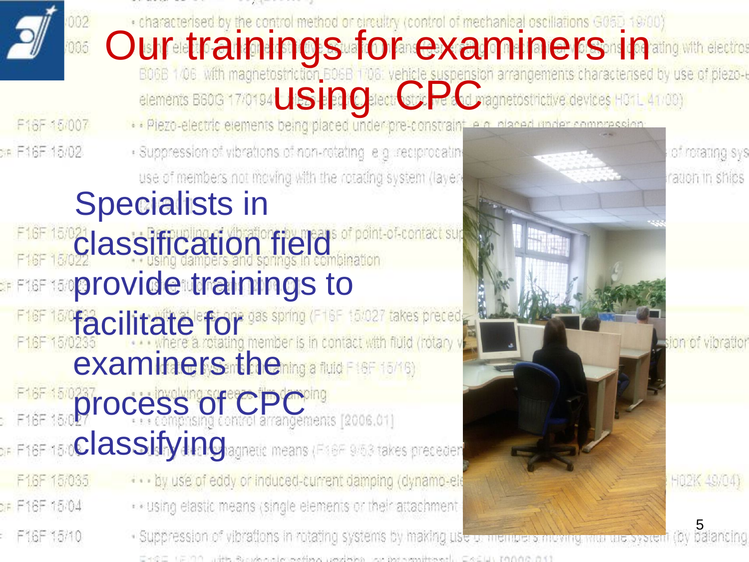# Our trainings for examiners in using CPC

Specialists in classification field provide trainings to facilitate for examiners the process of CPC classifying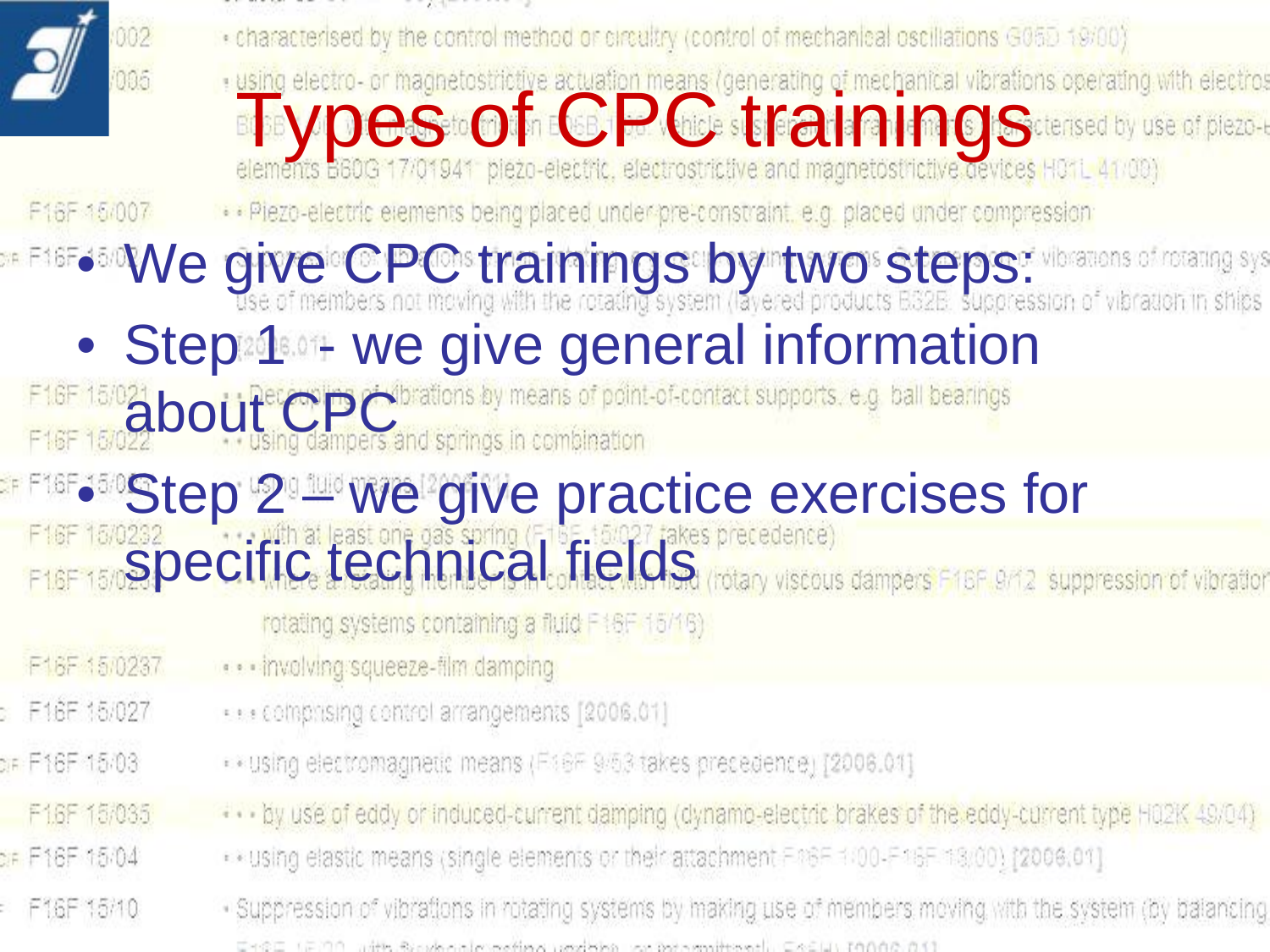# Types of CPC trainings

- We give CPC trainings by two steps:
- Step 1 - we give general information about CPC
- Step 2 – we give practice exercises for specific technical fields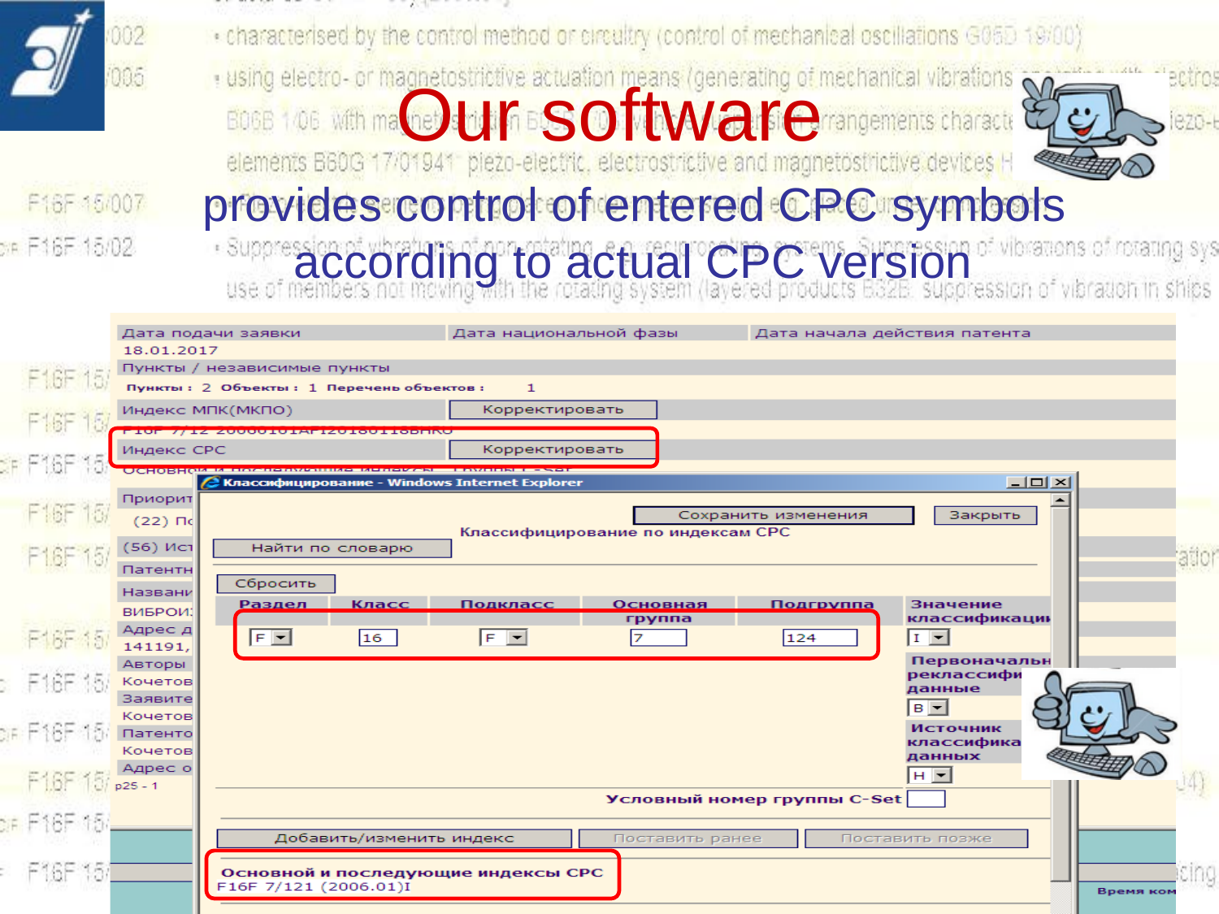# Our software

## provides control of entered CPC symbols according to actual CPC version

Дата подачи заявки | Дата национальной фазы | Дата начала действия патента

18.01.2017

Пункты / независимые пункты

Пункты : 2 Объекты : 1 Перечень объектов : 1

Индекс МПК(МКПО) — Корректировать

Индекс CPC — Корректировать

**Классифицирование - Windows Internet Explorer**

Сохранить изменения | Закрыть

Классифицирование по индексам CPC

Найти по словарю

Сбросить

| Раздел | Класс | Подкласс | Основная группа | Подгруппа | Значение классификации |
|---|---|---|---|---|---|
| F | 16 | F | 7 | 124 | I |

Первоначальные / переклассифицированные данные: B

Источник классификационных данных: H

Условный номер группы C-Set

Добавить/изменить индекс | Поставить ранее | Поставить позже

**Основной и последующие индексы CPC**

F16F 7/121 (2006.01)I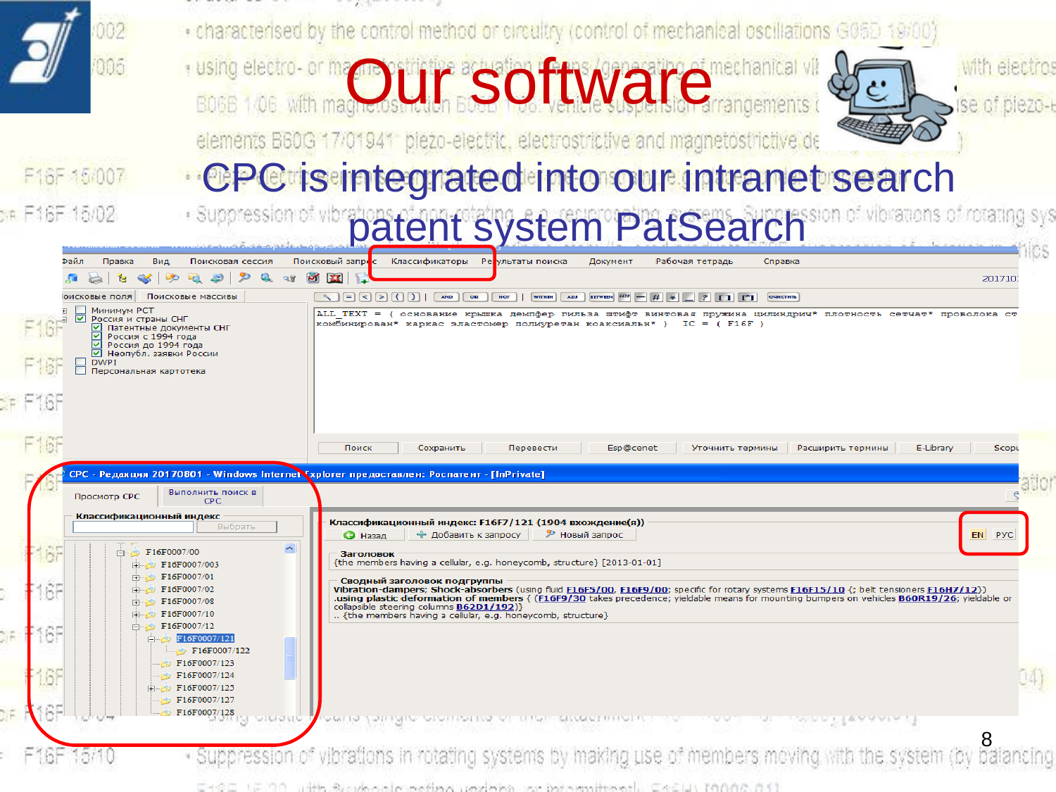# Our software

## CPC is integrated into our intranet search patent system PatSearch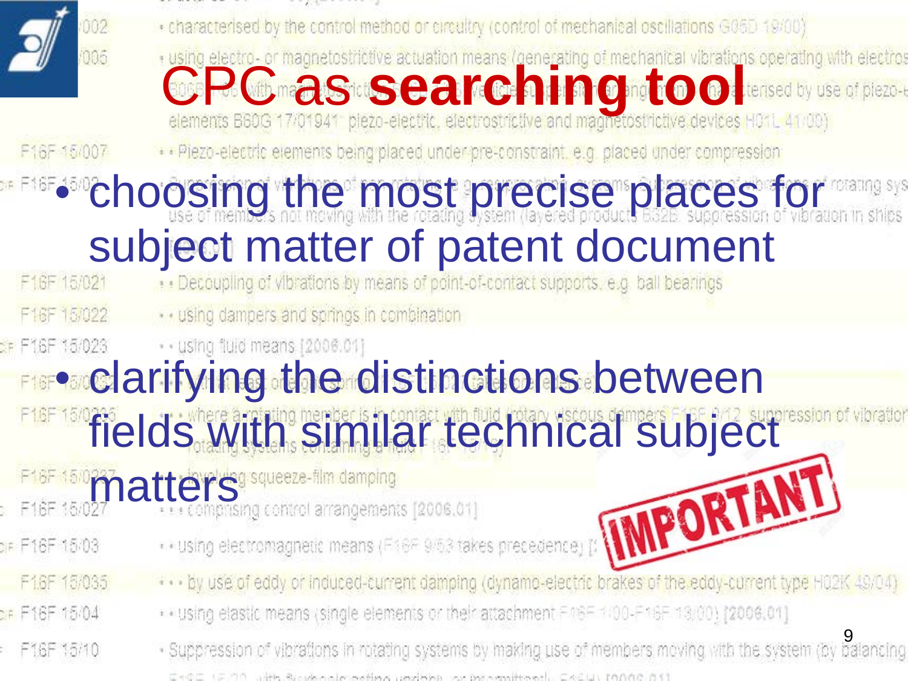# CPC as **searching tool**

- choosing the most precise places for subject matter of patent document
- clarifying the distinctions between fields with similar technical subject matters

IMPORTANT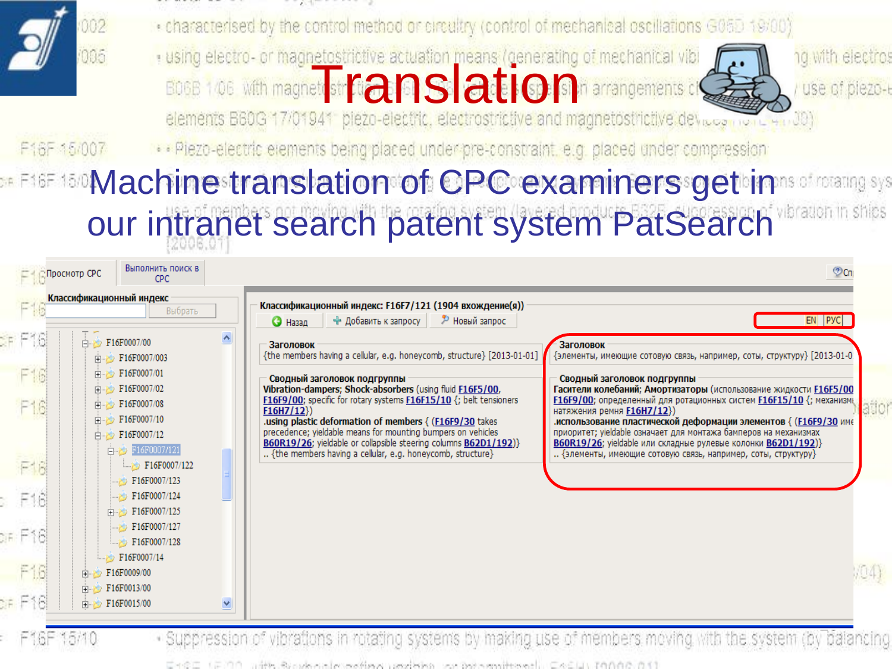# Translation

## Machine translation of CPC examiners get in our intranet search patent system PatSearch

Просмотр CPC | Выполнить поиск в CPC

Классификационный индекс | Выбрать

- F16F0007/00
  - F16F0007/003
  - F16F0007/01
  - F16F0007/02
  - F16F0007/08
  - F16F0007/10
  - F16F0007/12
    - F16F0007/121
      - F16F0007/122
    - F16F0007/123
    - F16F0007/124
    - F16F0007/125
    - F16F0007/127
    - F16F0007/128
  - F16F0007/14
- F16F0009/00
- F16F0013/00
- F16F0015/00

**Классификационный индекс: F16F7/121 (1904 вхождение(я))**

Назад | Добавить к запросу | Новый запрос | EN | РУС

**Заголовок**
{the members having a cellular, e.g. honeycomb, structure} [2013-01-01]

**Сводный заголовок подгруппы**
**Vibration-dampers; Shock-absorbers** (using fluid F16F5/00, F16F9/00; specific for rotary systems F16F15/10 {; belt tensioners F16H7/12})
**.using plastic deformation of members** { (F16F9/30 takes precedence; yieldable means for mounting bumpers on vehicles B60R19/26; yieldable or collapsible steering columns B62D1/192)}
.. {the members having a cellular, e.g. honeycomb, structure}

**Заголовок**
{элементы, имеющие сотовую связь, например, соты, структуру} [2013-01-0

**Сводный заголовок подгруппы**
**Гасители колебаний; Амортизаторы** (использование жидкости F16F5/00 F16F9/00; определенный для ротационных систем F16F15/10 {; механизм натяжения ремня F16H7/12})
**.использование пластической деформации элементов** { (F16F9/30 име приоритет; yieldable означает для монтажа бамперов на механизмах B60R19/26; yieldable или складные рулевые колонки B62D1/192)}
.. {элементы, имеющие сотовую связь, например, соты, структуру}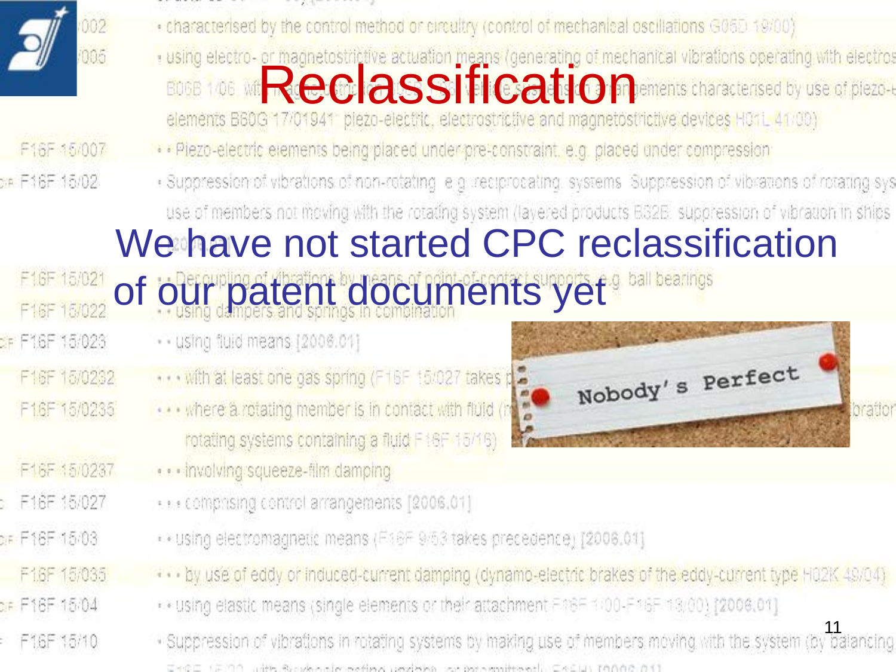# Reclassification

We have not started CPC reclassification of our patent documents yet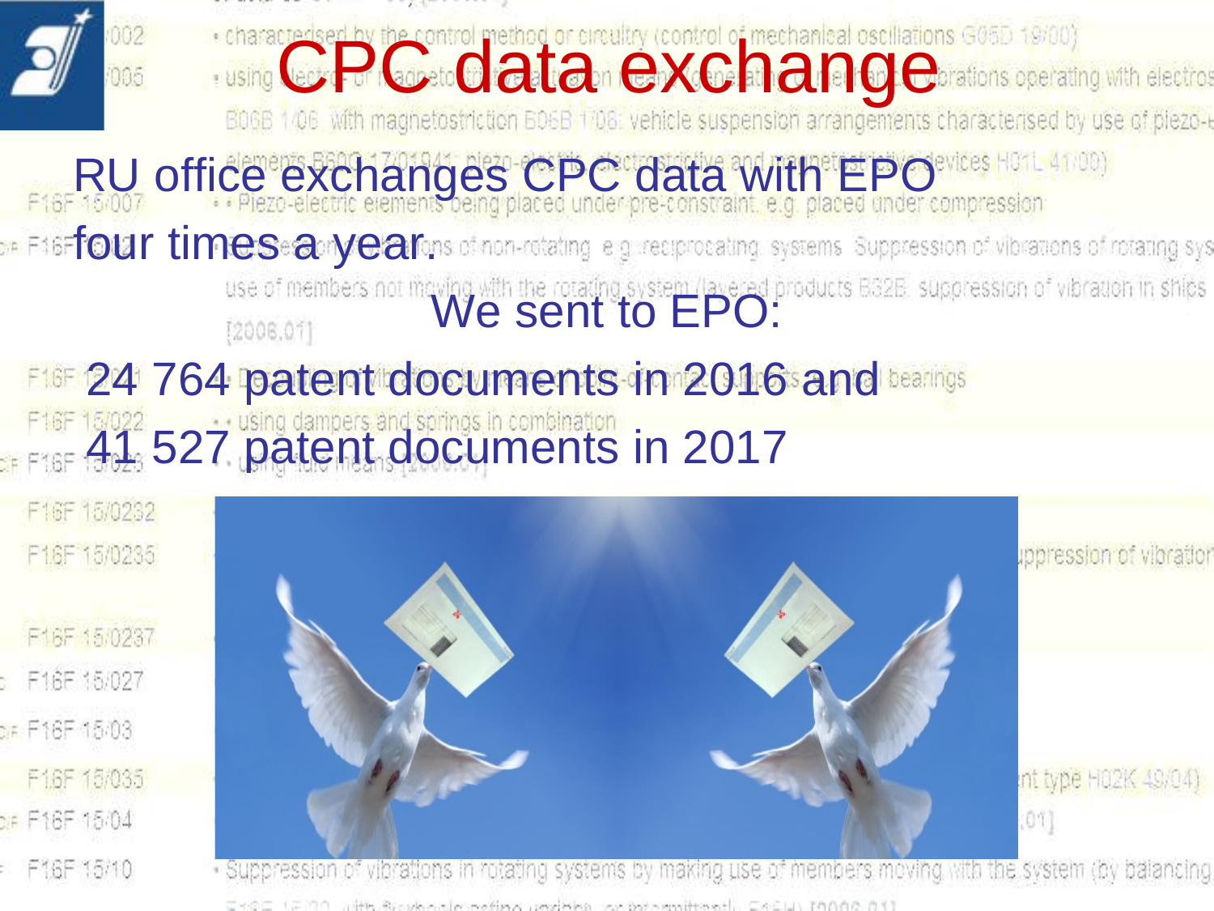# CPC data exchange

RU office exchanges CPC data with EPO four times a year.

We sent to EPO:

24 764 patent documents in 2016 and

41 527 patent documents in 2017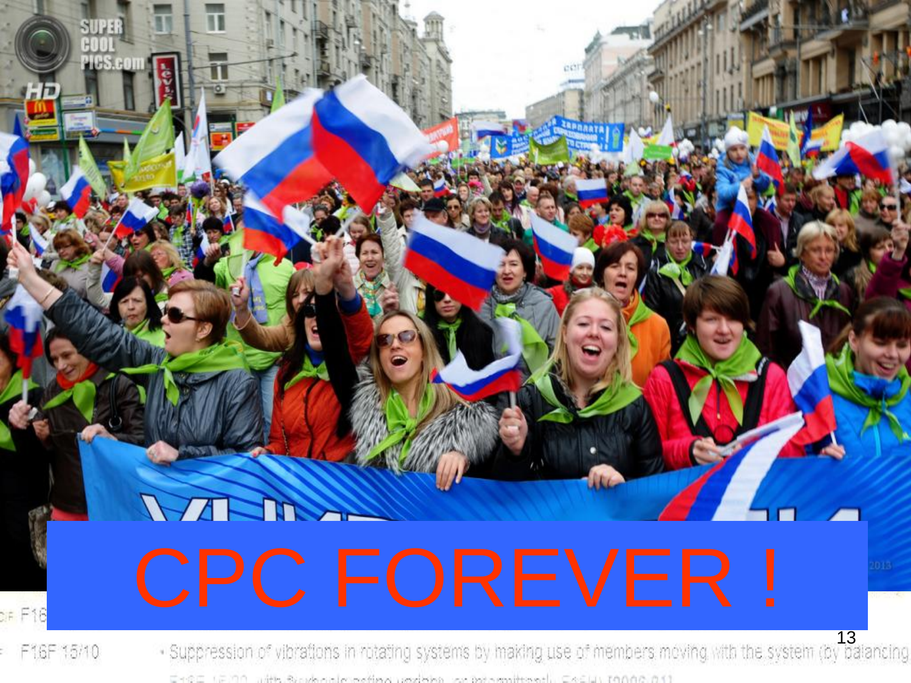CPC FOREVER !